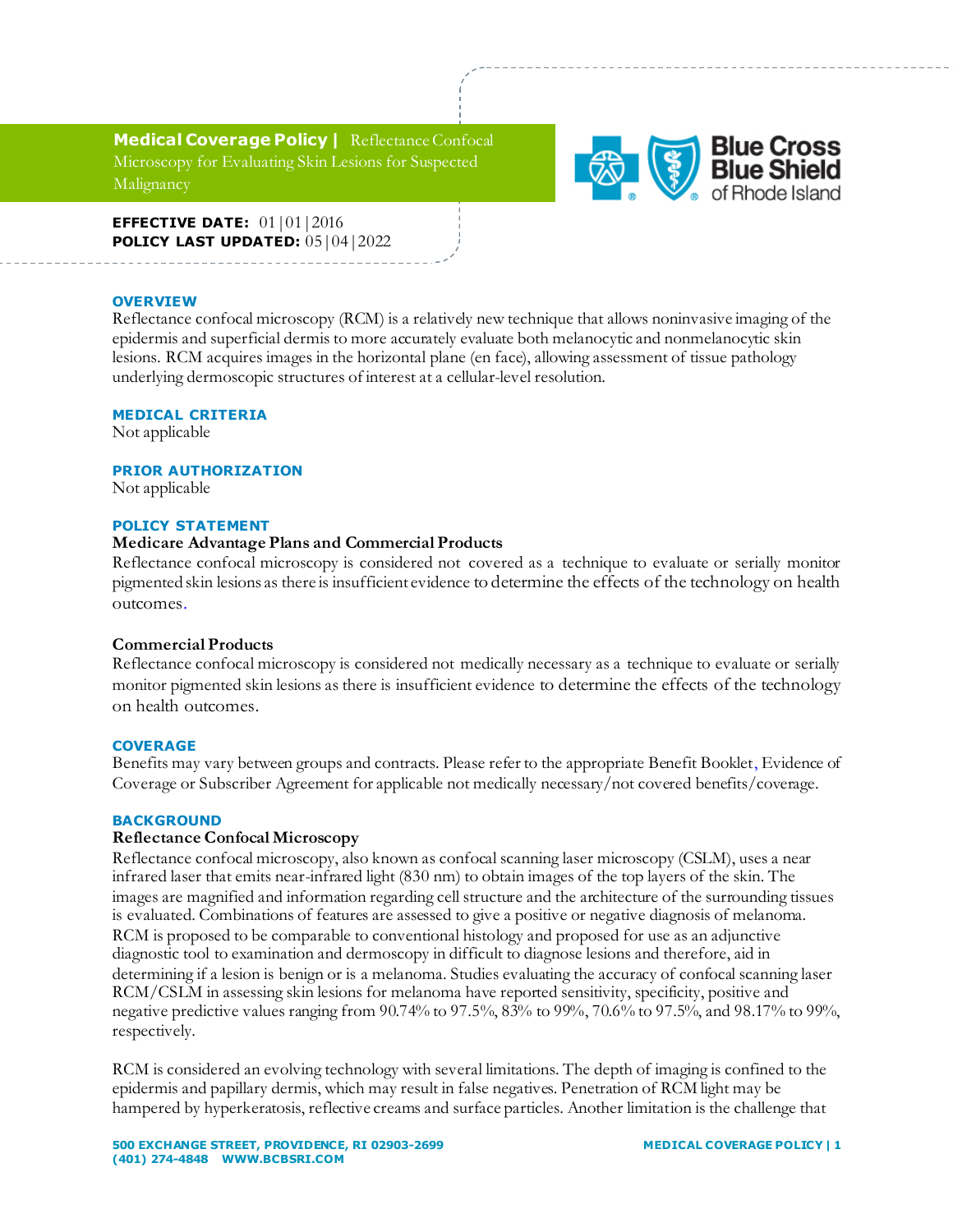**Medical Coverage Policy |** Reflectance Confocal Microscopy for Evaluating Skin Lesions for Suspected Malignancy

**EFFECTIVE DATE:** 01|01|2016
**POLICY LAST UPDATED:** 05|04|2022

## OVERVIEW

Reflectance confocal microscopy (RCM) is a relatively new technique that allows noninvasive imaging of the epidermis and superficial dermis to more accurately evaluate both melanocytic and nonmelanocytic skin lesions. RCM acquires images in the horizontal plane (en face), allowing assessment of tissue pathology underlying dermoscopic structures of interest at a cellular-level resolution.

## MEDICAL CRITERIA

Not applicable

## PRIOR AUTHORIZATION

Not applicable

## POLICY STATEMENT

**Medicare Advantage Plans and Commercial Products**

Reflectance confocal microscopy is considered not covered as a technique to evaluate or serially monitor pigmented skin lesions as there is insufficient evidence to determine the effects of the technology on health outcomes.

**Commercial Products**

Reflectance confocal microscopy is considered not medically necessary as a technique to evaluate or serially monitor pigmented skin lesions as there is insufficient evidence to determine the effects of the technology on health outcomes.

## COVERAGE

Benefits may vary between groups and contracts. Please refer to the appropriate Benefit Booklet, Evidence of Coverage or Subscriber Agreement for applicable not medically necessary/not covered benefits/coverage.

## BACKGROUND

**Reflectance Confocal Microscopy**

Reflectance confocal microscopy, also known as confocal scanning laser microscopy (CSLM), uses a near infrared laser that emits near-infrared light (830 nm) to obtain images of the top layers of the skin. The images are magnified and information regarding cell structure and the architecture of the surrounding tissues is evaluated. Combinations of features are assessed to give a positive or negative diagnosis of melanoma. RCM is proposed to be comparable to conventional histology and proposed for use as an adjunctive diagnostic tool to examination and dermoscopy in difficult to diagnose lesions and therefore, aid in determining if a lesion is benign or is a melanoma. Studies evaluating the accuracy of confocal scanning laser RCM/CSLM in assessing skin lesions for melanoma have reported sensitivity, specificity, positive and negative predictive values ranging from 90.74% to 97.5%, 83% to 99%, 70.6% to 97.5%, and 98.17% to 99%, respectively.

RCM is considered an evolving technology with several limitations. The depth of imaging is confined to the epidermis and papillary dermis, which may result in false negatives. Penetration of RCM light may be hampered by hyperkeratosis, reflective creams and surface particles. Another limitation is the challenge that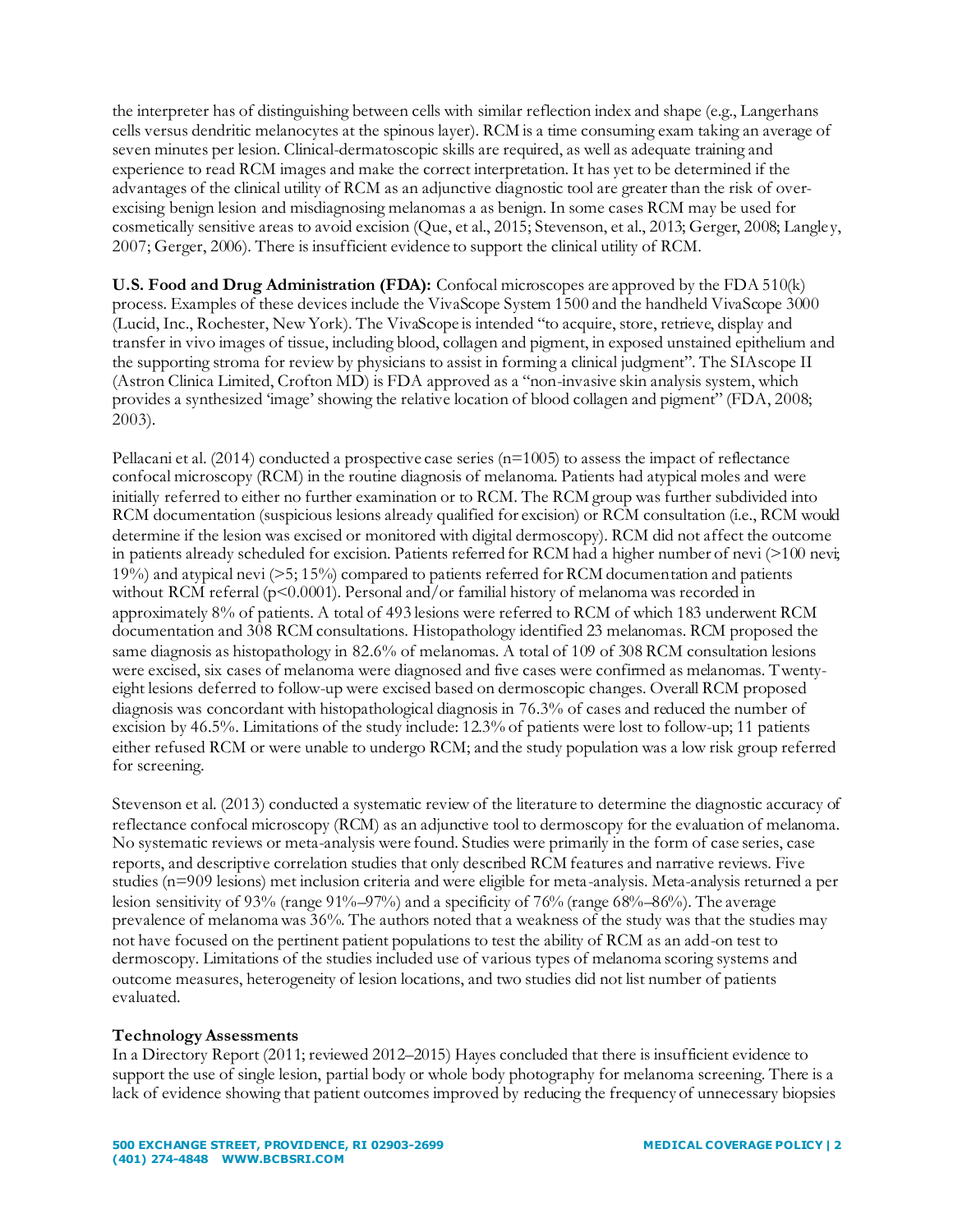the interpreter has of distinguishing between cells with similar reflection index and shape (e.g., Langerhans cells versus dendritic melanocytes at the spinous layer). RCM is a time consuming exam taking an average of seven minutes per lesion. Clinical-dermatoscopic skills are required, as well as adequate training and experience to read RCM images and make the correct interpretation. It has yet to be determined if the advantages of the clinical utility of RCM as an adjunctive diagnostic tool are greater than the risk of over-excising benign lesion and misdiagnosing melanomas a as benign. In some cases RCM may be used for cosmetically sensitive areas to avoid excision (Que, et al., 2015; Stevenson, et al., 2013; Gerger, 2008; Langley, 2007; Gerger, 2006). There is insufficient evidence to support the clinical utility of RCM.

**U.S. Food and Drug Administration (FDA):** Confocal microscopes are approved by the FDA 510(k) process. Examples of these devices include the VivaScope System 1500 and the handheld VivaScope 3000 (Lucid, Inc., Rochester, New York). The VivaScope is intended "to acquire, store, retrieve, display and transfer in vivo images of tissue, including blood, collagen and pigment, in exposed unstained epithelium and the supporting stroma for review by physicians to assist in forming a clinical judgment". The SIAscope II (Astron Clinica Limited, Crofton MD) is FDA approved as a "non-invasive skin analysis system, which provides a synthesized 'image' showing the relative location of blood collagen and pigment" (FDA, 2008; 2003).

Pellacani et al. (2014) conducted a prospective case series (n=1005) to assess the impact of reflectance confocal microscopy (RCM) in the routine diagnosis of melanoma. Patients had atypical moles and were initially referred to either no further examination or to RCM. The RCM group was further subdivided into RCM documentation (suspicious lesions already qualified for excision) or RCM consultation (i.e., RCM would determine if the lesion was excised or monitored with digital dermoscopy). RCM did not affect the outcome in patients already scheduled for excision. Patients referred for RCM had a higher number of nevi (>100 nevi; 19%) and atypical nevi (>5; 15%) compared to patients referred for RCM documentation and patients without RCM referral (p<0.0001). Personal and/or familial history of melanoma was recorded in approximately 8% of patients. A total of 493 lesions were referred to RCM of which 183 underwent RCM documentation and 308 RCM consultations. Histopathology identified 23 melanomas. RCM proposed the same diagnosis as histopathology in 82.6% of melanomas. A total of 109 of 308 RCM consultation lesions were excised, six cases of melanoma were diagnosed and five cases were confirmed as melanomas. Twenty-eight lesions deferred to follow-up were excised based on dermoscopic changes. Overall RCM proposed diagnosis was concordant with histopathological diagnosis in 76.3% of cases and reduced the number of excision by 46.5%. Limitations of the study include: 12.3% of patients were lost to follow-up; 11 patients either refused RCM or were unable to undergo RCM; and the study population was a low risk group referred for screening.

Stevenson et al. (2013) conducted a systematic review of the literature to determine the diagnostic accuracy of reflectance confocal microscopy (RCM) as an adjunctive tool to dermoscopy for the evaluation of melanoma. No systematic reviews or meta-analysis were found. Studies were primarily in the form of case series, case reports, and descriptive correlation studies that only described RCM features and narrative reviews. Five studies (n=909 lesions) met inclusion criteria and were eligible for meta-analysis. Meta-analysis returned a per lesion sensitivity of 93% (range 91%–97%) and a specificity of 76% (range 68%–86%). The average prevalence of melanoma was 36%. The authors noted that a weakness of the study was that the studies may not have focused on the pertinent patient populations to test the ability of RCM as an add-on test to dermoscopy. Limitations of the studies included use of various types of melanoma scoring systems and outcome measures, heterogeneity of lesion locations, and two studies did not list number of patients evaluated.

**Technology Assessments**

In a Directory Report (2011; reviewed 2012–2015) Hayes concluded that there is insufficient evidence to support the use of single lesion, partial body or whole body photography for melanoma screening. There is a lack of evidence showing that patient outcomes improved by reducing the frequency of unnecessary biopsies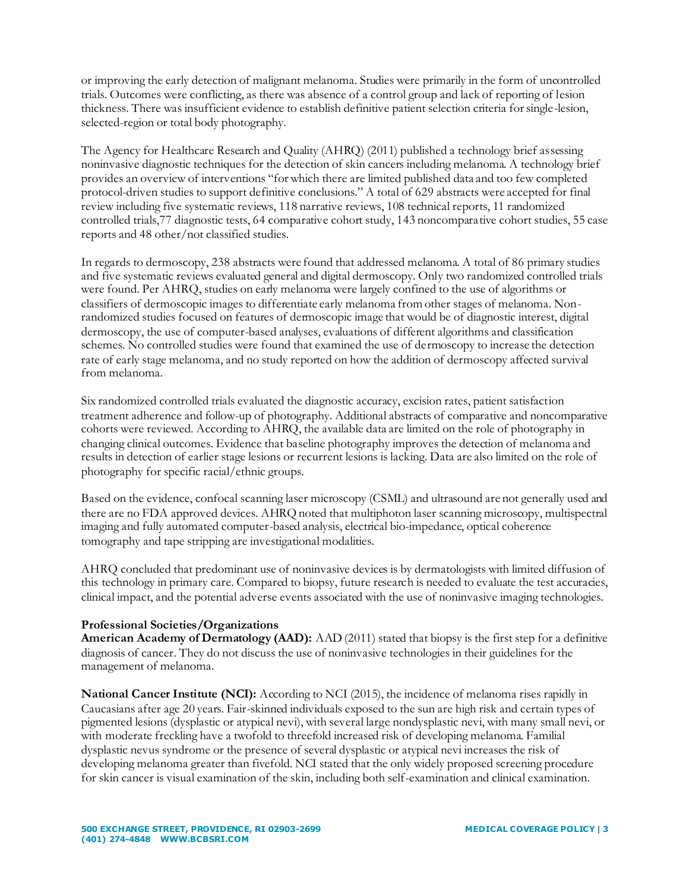or improving the early detection of malignant melanoma. Studies were primarily in the form of uncontrolled trials. Outcomes were conflicting, as there was absence of a control group and lack of reporting of lesion thickness. There was insufficient evidence to establish definitive patient selection criteria for single-lesion, selected-region or total body photography.

The Agency for Healthcare Research and Quality (AHRQ) (2011) published a technology brief assessing noninvasive diagnostic techniques for the detection of skin cancers including melanoma. A technology brief provides an overview of interventions "for which there are limited published data and too few completed protocol-driven studies to support definitive conclusions." A total of 629 abstracts were accepted for final review including five systematic reviews, 118 narrative reviews, 108 technical reports, 11 randomized controlled trials,77 diagnostic tests, 64 comparative cohort study, 143 noncomparative cohort studies, 55 case reports and 48 other/not classified studies.

In regards to dermoscopy, 238 abstracts were found that addressed melanoma. A total of 86 primary studies and five systematic reviews evaluated general and digital dermoscopy. Only two randomized controlled trials were found. Per AHRQ, studies on early melanoma were largely confined to the use of algorithms or classifiers of dermoscopic images to differentiate early melanoma from other stages of melanoma. Non-randomized studies focused on features of dermoscopic image that would be of diagnostic interest, digital dermoscopy, the use of computer-based analyses, evaluations of different algorithms and classification schemes. No controlled studies were found that examined the use of dermoscopy to increase the detection rate of early stage melanoma, and no study reported on how the addition of dermoscopy affected survival from melanoma.

Six randomized controlled trials evaluated the diagnostic accuracy, excision rates, patient satisfaction treatment adherence and follow-up of photography. Additional abstracts of comparative and noncomparative cohorts were reviewed. According to AHRQ, the available data are limited on the role of photography in changing clinical outcomes. Evidence that baseline photography improves the detection of melanoma and results in detection of earlier stage lesions or recurrent lesions is lacking. Data are also limited on the role of photography for specific racial/ethnic groups.

Based on the evidence, confocal scanning laser microscopy (CSML) and ultrasound are not generally used and there are no FDA approved devices. AHRQ noted that multiphoton laser scanning microscopy, multispectral imaging and fully automated computer-based analysis, electrical bio-impedance, optical coherence tomography and tape stripping are investigational modalities.

AHRQ concluded that predominant use of noninvasive devices is by dermatologists with limited diffusion of this technology in primary care. Compared to biopsy, future research is needed to evaluate the test accuracies, clinical impact, and the potential adverse events associated with the use of noninvasive imaging technologies.

**Professional Societies/Organizations**

**American Academy of Dermatology (AAD):** AAD (2011) stated that biopsy is the first step for a definitive diagnosis of cancer. They do not discuss the use of noninvasive technologies in their guidelines for the management of melanoma.

**National Cancer Institute (NCI):** According to NCI (2015), the incidence of melanoma rises rapidly in Caucasians after age 20 years. Fair-skinned individuals exposed to the sun are high risk and certain types of pigmented lesions (dysplastic or atypical nevi), with several large nondysplastic nevi, with many small nevi, or with moderate freckling have a twofold to threefold increased risk of developing melanoma. Familial dysplastic nevus syndrome or the presence of several dysplastic or atypical nevi increases the risk of developing melanoma greater than fivefold. NCI stated that the only widely proposed screening procedure for skin cancer is visual examination of the skin, including both self-examination and clinical examination.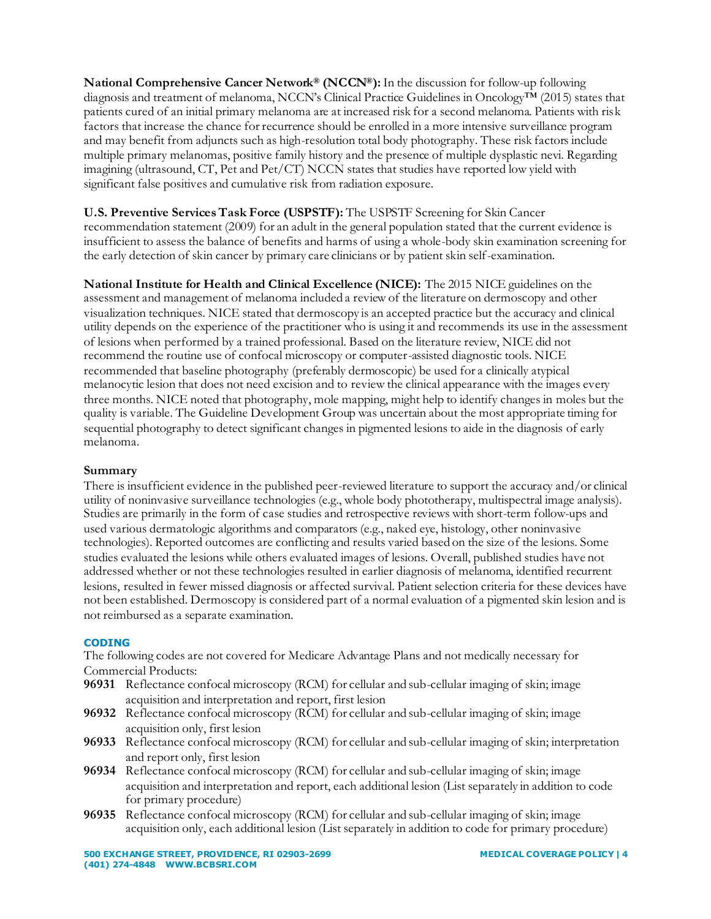**National Comprehensive Cancer Network® (NCCN®):** In the discussion for follow-up following diagnosis and treatment of melanoma, NCCN's Clinical Practice Guidelines in Oncology™ (2015) states that patients cured of an initial primary melanoma are at increased risk for a second melanoma. Patients with risk factors that increase the chance for recurrence should be enrolled in a more intensive surveillance program and may benefit from adjuncts such as high-resolution total body photography. These risk factors include multiple primary melanomas, positive family history and the presence of multiple dysplastic nevi. Regarding imagining (ultrasound, CT, Pet and Pet/CT) NCCN states that studies have reported low yield with significant false positives and cumulative risk from radiation exposure.

**U.S. Preventive Services Task Force (USPSTF):** The USPSTF Screening for Skin Cancer recommendation statement (2009) for an adult in the general population stated that the current evidence is insufficient to assess the balance of benefits and harms of using a whole-body skin examination screening for the early detection of skin cancer by primary care clinicians or by patient skin self-examination.

**National Institute for Health and Clinical Excellence (NICE):** The 2015 NICE guidelines on the assessment and management of melanoma included a review of the literature on dermoscopy and other visualization techniques. NICE stated that dermoscopy is an accepted practice but the accuracy and clinical utility depends on the experience of the practitioner who is using it and recommends its use in the assessment of lesions when performed by a trained professional. Based on the literature review, NICE did not recommend the routine use of confocal microscopy or computer-assisted diagnostic tools. NICE recommended that baseline photography (preferably dermoscopic) be used for a clinically atypical melanocytic lesion that does not need excision and to review the clinical appearance with the images every three months. NICE noted that photography, mole mapping, might help to identify changes in moles but the quality is variable. The Guideline Development Group was uncertain about the most appropriate timing for sequential photography to detect significant changes in pigmented lesions to aide in the diagnosis of early melanoma.

### Summary

There is insufficient evidence in the published peer-reviewed literature to support the accuracy and/or clinical utility of noninvasive surveillance technologies (e.g., whole body phototherapy, multispectral image analysis). Studies are primarily in the form of case studies and retrospective reviews with short-term follow-ups and used various dermatologic algorithms and comparators (e.g., naked eye, histology, other noninvasive technologies). Reported outcomes are conflicting and results varied based on the size of the lesions. Some studies evaluated the lesions while others evaluated images of lesions. Overall, published studies have not addressed whether or not these technologies resulted in earlier diagnosis of melanoma, identified recurrent lesions, resulted in fewer missed diagnosis or affected survival. Patient selection criteria for these devices have not been established. Dermoscopy is considered part of a normal evaluation of a pigmented skin lesion and is not reimbursed as a separate examination.

## CODING

The following codes are not covered for Medicare Advantage Plans and not medically necessary for Commercial Products:

**96931** Reflectance confocal microscopy (RCM) for cellular and sub-cellular imaging of skin; image acquisition and interpretation and report, first lesion

**96932** Reflectance confocal microscopy (RCM) for cellular and sub-cellular imaging of skin; image acquisition only, first lesion

**96933** Reflectance confocal microscopy (RCM) for cellular and sub-cellular imaging of skin; interpretation and report only, first lesion

**96934** Reflectance confocal microscopy (RCM) for cellular and sub-cellular imaging of skin; image acquisition and interpretation and report, each additional lesion (List separately in addition to code for primary procedure)

**96935** Reflectance confocal microscopy (RCM) for cellular and sub-cellular imaging of skin; image acquisition only, each additional lesion (List separately in addition to code for primary procedure)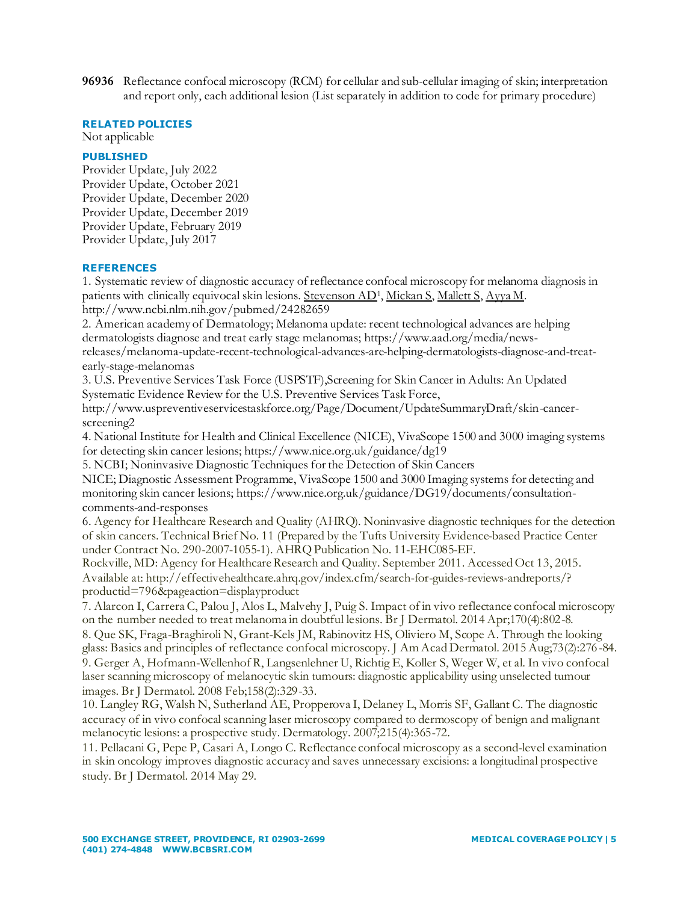**96936** Reflectance confocal microscopy (RCM) for cellular and sub-cellular imaging of skin; interpretation and report only, each additional lesion (List separately in addition to code for primary procedure)

### RELATED POLICIES

Not applicable

### PUBLISHED

Provider Update, July 2022
Provider Update, October 2021
Provider Update, December 2020
Provider Update, December 2019
Provider Update, February 2019
Provider Update, July 2017

### REFERENCES

1. Systematic review of diagnostic accuracy of reflectance confocal microscopy for melanoma diagnosis in patients with clinically equivocal skin lesions. Stevenson AD[1], Mickan S, Mallett S, Ayya M. http://www.ncbi.nlm.nih.gov/pubmed/24282659
2. American academy of Dermatology; Melanoma update: recent technological advances are helping dermatologists diagnose and treat early stage melanomas; https://www.aad.org/media/news-releases/melanoma-update-recent-technological-advances-are-helping-dermatologists-diagnose-and-treat-early-stage-melanomas
3. U.S. Preventive Services Task Force (USPSTF),Screening for Skin Cancer in Adults: An Updated Systematic Evidence Review for the U.S. Preventive Services Task Force, http://www.uspreventiveservicestaskforce.org/Page/Document/UpdateSummaryDraft/skin-cancer-screening2
4. National Institute for Health and Clinical Excellence (NICE), VivaScope 1500 and 3000 imaging systems for detecting skin cancer lesions; https://www.nice.org.uk/guidance/dg19
5. NCBI; Noninvasive Diagnostic Techniques for the Detection of Skin Cancers
NICE; Diagnostic Assessment Programme, VivaScope 1500 and 3000 Imaging systems for detecting and monitoring skin cancer lesions; https://www.nice.org.uk/guidance/DG19/documents/consultation-comments-and-responses
6. Agency for Healthcare Research and Quality (AHRQ). Noninvasive diagnostic techniques for the detection of skin cancers. Technical Brief No. 11 (Prepared by the Tufts University Evidence-based Practice Center under Contract No. 290-2007-1055-1). AHRQ Publication No. 11-EHC085-EF.
Rockville, MD: Agency for Healthcare Research and Quality. September 2011. Accessed Oct 13, 2015. Available at: http://effectivehealthcare.ahrq.gov/index.cfm/search-for-guides-reviews-andreports/?productid=796&pageaction=displayproduct
7. Alarcon I, Carrera C, Palou J, Alos L, Malvehy J, Puig S. Impact of in vivo reflectance confocal microscopy on the number needed to treat melanoma in doubtful lesions. Br J Dermatol. 2014 Apr;170(4):802-8.
8. Que SK, Fraga-Braghiroli N, Grant-Kels JM, Rabinovitz HS, Oliviero M, Scope A. Through the looking glass: Basics and principles of reflectance confocal microscopy. J Am Acad Dermatol. 2015 Aug;73(2):276-84.
9. Gerger A, Hofmann-Wellenhof R, Langsenlehner U, Richtig E, Koller S, Weger W, et al. In vivo confocal laser scanning microscopy of melanocytic skin tumours: diagnostic applicability using unselected tumour images. Br J Dermatol. 2008 Feb;158(2):329-33.
10. Langley RG, Walsh N, Sutherland AE, Propperova I, Delaney L, Morris SF, Gallant C. The diagnostic accuracy of in vivo confocal scanning laser microscopy compared to dermoscopy of benign and malignant melanocytic lesions: a prospective study. Dermatology. 2007;215(4):365-72.
11. Pellacani G, Pepe P, Casari A, Longo C. Reflectance confocal microscopy as a second-level examination in skin oncology improves diagnostic accuracy and saves unnecessary excisions: a longitudinal prospective study. Br J Dermatol. 2014 May 29.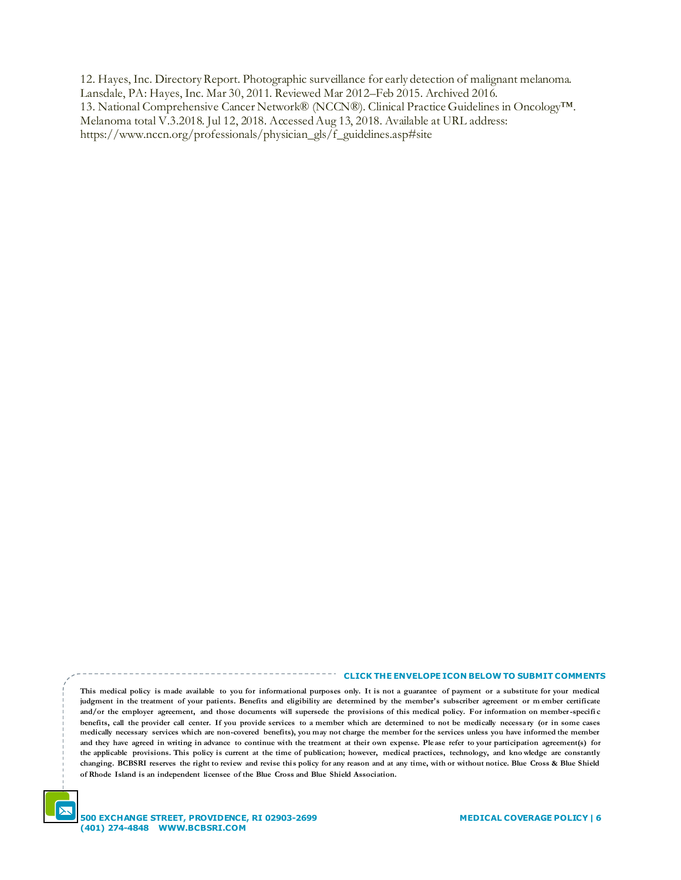12. Hayes, Inc. Directory Report. Photographic surveillance for early detection of malignant melanoma. Lansdale, PA: Hayes, Inc. Mar 30, 2011. Reviewed Mar 2012–Feb 2015. Archived 2016.
13. National Comprehensive Cancer Network® (NCCN®). Clinical Practice Guidelines in Oncology™. Melanoma total V.3.2018. Jul 12, 2018. Accessed Aug 13, 2018. Available at URL address: https://www.nccn.org/professionals/physician_gls/f_guidelines.asp#site

**CLICK THE ENVELOPE ICON BELOW TO SUBMIT COMMENTS**

**This medical policy is made available to you for informational purposes only. It is not a guarantee of payment or a substitute for your medical judgment in the treatment of your patients. Benefits and eligibility are determined by the member's subscriber agreement or member certificate and/or the employer agreement, and those documents will supersede the provisions of this medical policy. For information on member-specific benefits, call the provider call center. If you provide services to a member which are determined to not be medically necessary (or in some cases medically necessary services which are non-covered benefits), you may not charge the member for the services unless you have informed the member and they have agreed in writing in advance to continue with the treatment at their own expense. Please refer to your participation agreement(s) for the applicable provisions. This policy is current at the time of publication; however, medical practices, technology, and knowledge are constantly changing. BCBSRI reserves the right to review and revise this policy for any reason and at any time, with or without notice. Blue Cross & Blue Shield of Rhode Island is an independent licensee of the Blue Cross and Blue Shield Association.**

**500 EXCHANGE STREET, PROVIDENCE, RI 02903-2699**
**(401) 274-4848 WWW.BCBSRI.COM**